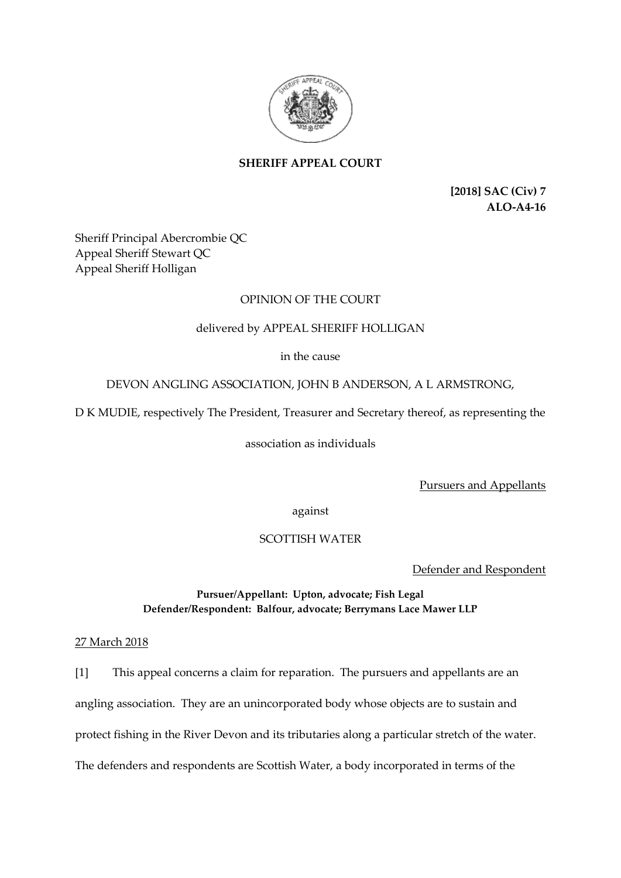**SHERIFF APPEAL COURT**

**[2018] SAC (Civ) 7**
**ALO-A4-16**

Sheriff Principal Abercrombie QC
Appeal Sheriff Stewart QC
Appeal Sheriff Holligan

OPINION OF THE COURT

delivered by APPEAL SHERIFF HOLLIGAN

in the cause

DEVON ANGLING ASSOCIATION, JOHN B ANDERSON, A L ARMSTRONG,

D K MUDIE, respectively The President, Treasurer and Secretary thereof, as representing the association as individuals

Pursuers and Appellants

against

SCOTTISH WATER

Defender and Respondent

**Pursuer/Appellant: Upton, advocate; Fish Legal**
**Defender/Respondent: Balfour, advocate; Berrymans Lace Mawer LLP**

27 March 2018

[1] This appeal concerns a claim for reparation. The pursuers and appellants are an angling association. They are an unincorporated body whose objects are to sustain and protect fishing in the River Devon and its tributaries along a particular stretch of the water. The defenders and respondents are Scottish Water, a body incorporated in terms of the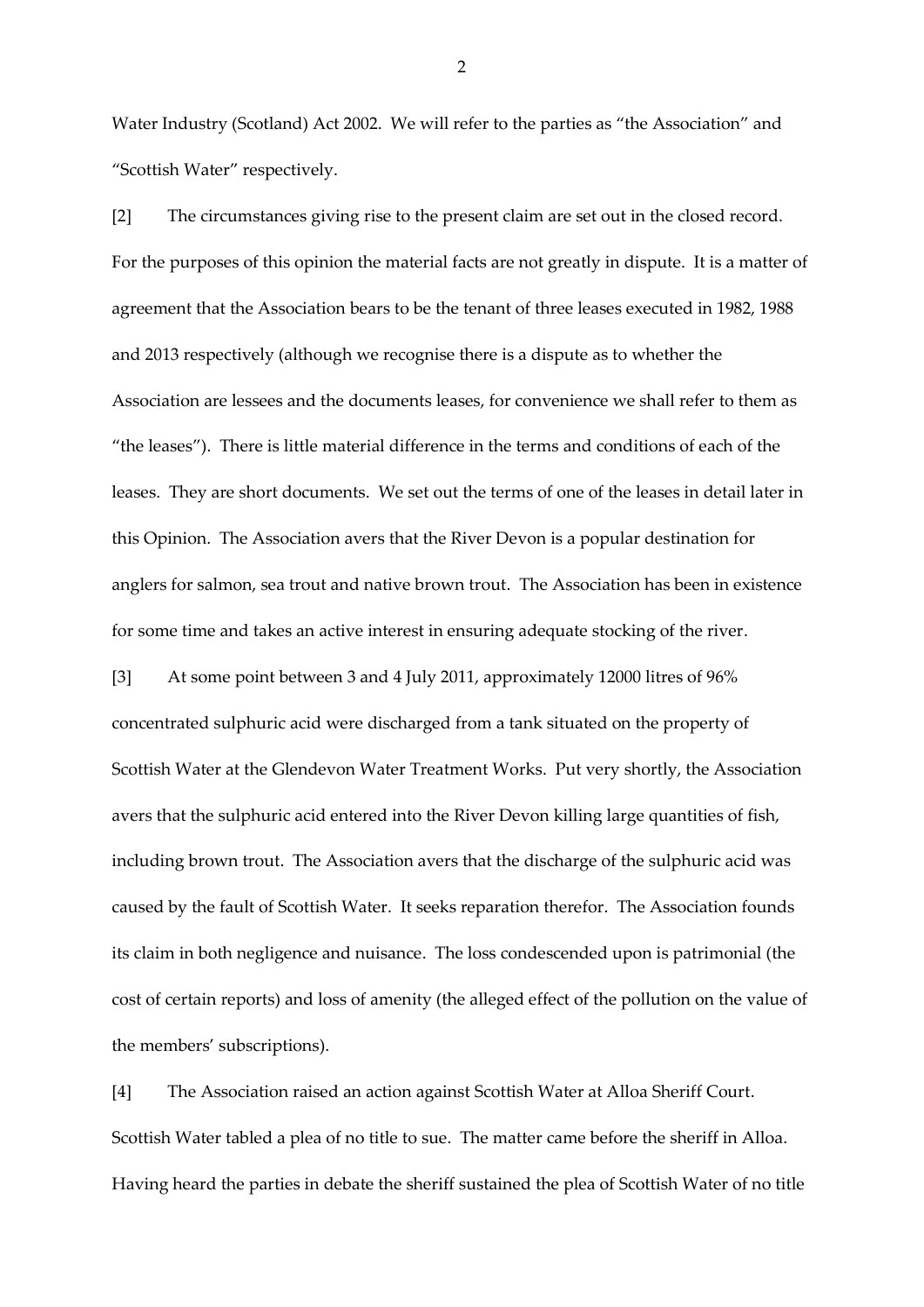Water Industry (Scotland) Act 2002. We will refer to the parties as "the Association" and "Scottish Water" respectively.

[2] The circumstances giving rise to the present claim are set out in the closed record. For the purposes of this opinion the material facts are not greatly in dispute. It is a matter of agreement that the Association bears to be the tenant of three leases executed in 1982, 1988 and 2013 respectively (although we recognise there is a dispute as to whether the Association are lessees and the documents leases, for convenience we shall refer to them as "the leases"). There is little material difference in the terms and conditions of each of the leases. They are short documents. We set out the terms of one of the leases in detail later in this Opinion. The Association avers that the River Devon is a popular destination for anglers for salmon, sea trout and native brown trout. The Association has been in existence for some time and takes an active interest in ensuring adequate stocking of the river.

[3] At some point between 3 and 4 July 2011, approximately 12000 litres of 96% concentrated sulphuric acid were discharged from a tank situated on the property of Scottish Water at the Glendevon Water Treatment Works. Put very shortly, the Association avers that the sulphuric acid entered into the River Devon killing large quantities of fish, including brown trout. The Association avers that the discharge of the sulphuric acid was caused by the fault of Scottish Water. It seeks reparation therefor. The Association founds its claim in both negligence and nuisance. The loss condescended upon is patrimonial (the cost of certain reports) and loss of amenity (the alleged effect of the pollution on the value of the members' subscriptions).

[4] The Association raised an action against Scottish Water at Alloa Sheriff Court. Scottish Water tabled a plea of no title to sue. The matter came before the sheriff in Alloa. Having heard the parties in debate the sheriff sustained the plea of Scottish Water of no title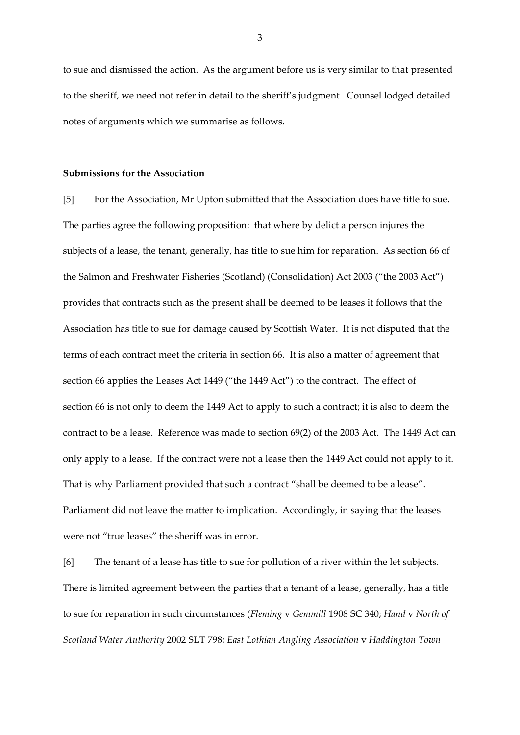to sue and dismissed the action. As the argument before us is very similar to that presented to the sheriff, we need not refer in detail to the sheriff's judgment. Counsel lodged detailed notes of arguments which we summarise as follows.

**Submissions for the Association**

[5] For the Association, Mr Upton submitted that the Association does have title to sue. The parties agree the following proposition: that where by delict a person injures the subjects of a lease, the tenant, generally, has title to sue him for reparation. As section 66 of the Salmon and Freshwater Fisheries (Scotland) (Consolidation) Act 2003 ("the 2003 Act") provides that contracts such as the present shall be deemed to be leases it follows that the Association has title to sue for damage caused by Scottish Water. It is not disputed that the terms of each contract meet the criteria in section 66. It is also a matter of agreement that section 66 applies the Leases Act 1449 ("the 1449 Act") to the contract. The effect of section 66 is not only to deem the 1449 Act to apply to such a contract; it is also to deem the contract to be a lease. Reference was made to section 69(2) of the 2003 Act. The 1449 Act can only apply to a lease. If the contract were not a lease then the 1449 Act could not apply to it. That is why Parliament provided that such a contract "shall be deemed to be a lease". Parliament did not leave the matter to implication. Accordingly, in saying that the leases were not "true leases" the sheriff was in error.

[6] The tenant of a lease has title to sue for pollution of a river within the let subjects. There is limited agreement between the parties that a tenant of a lease, generally, has a title to sue for reparation in such circumstances (*Fleming* v *Gemmill* 1908 SC 340; *Hand* v *North of Scotland Water Authority* 2002 SLT 798; *East Lothian Angling Association* v *Haddington Town*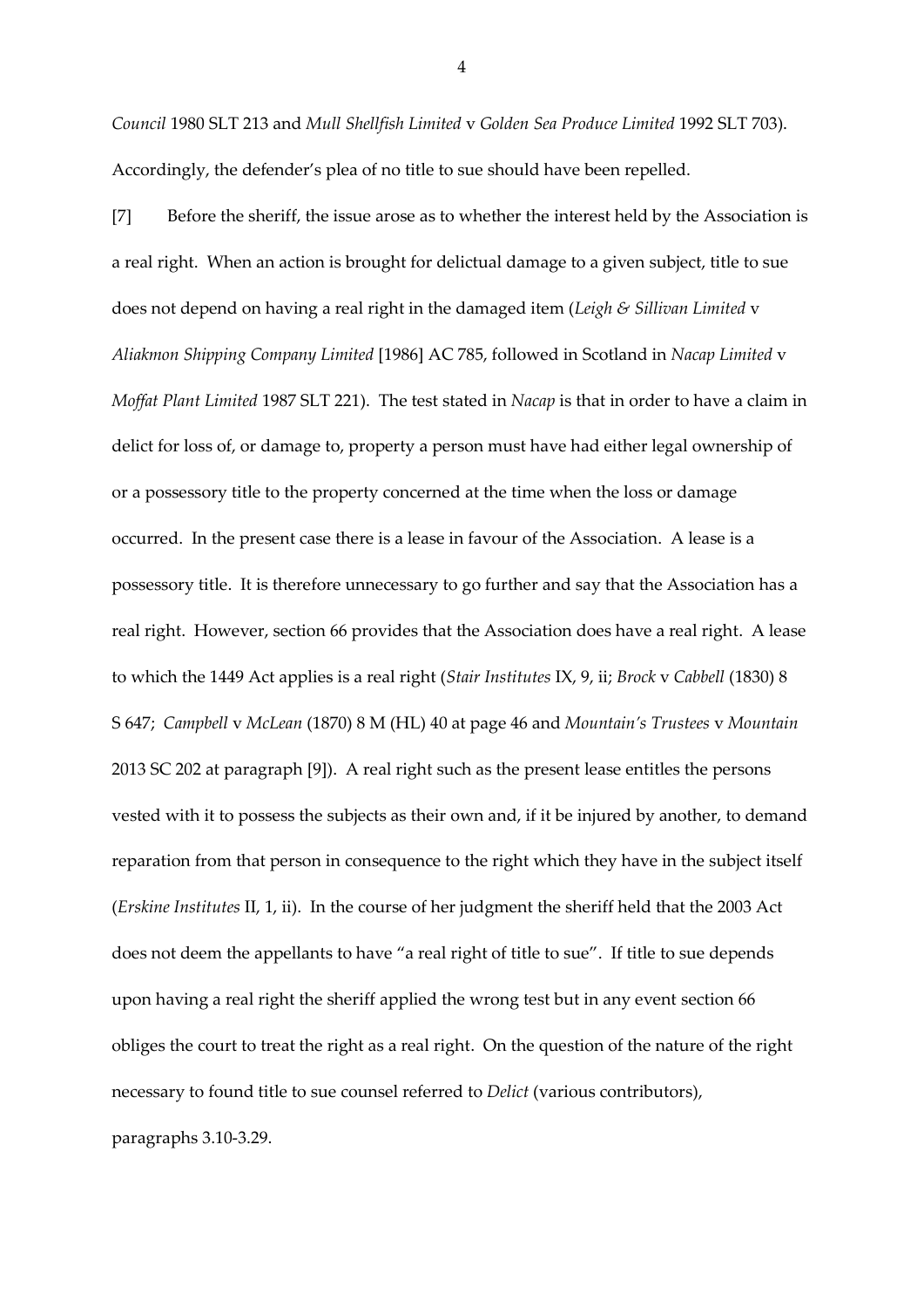*Council* 1980 SLT 213 and *Mull Shellfish Limited* v *Golden Sea Produce Limited* 1992 SLT 703). Accordingly, the defender's plea of no title to sue should have been repelled.

[7] Before the sheriff, the issue arose as to whether the interest held by the Association is a real right. When an action is brought for delictual damage to a given subject, title to sue does not depend on having a real right in the damaged item (*Leigh & Sillivan Limited* v *Aliakmon Shipping Company Limited* [1986] AC 785, followed in Scotland in *Nacap Limited* v *Moffat Plant Limited* 1987 SLT 221). The test stated in *Nacap* is that in order to have a claim in delict for loss of, or damage to, property a person must have had either legal ownership of or a possessory title to the property concerned at the time when the loss or damage occurred. In the present case there is a lease in favour of the Association. A lease is a possessory title. It is therefore unnecessary to go further and say that the Association has a real right. However, section 66 provides that the Association does have a real right. A lease to which the 1449 Act applies is a real right (*Stair Institutes* IX, 9, ii; *Brock* v *Cabbell* (1830) 8 S 647; *Campbell* v *McLean* (1870) 8 M (HL) 40 at page 46 and *Mountain's Trustees* v *Mountain* 2013 SC 202 at paragraph [9]). A real right such as the present lease entitles the persons vested with it to possess the subjects as their own and, if it be injured by another, to demand reparation from that person in consequence to the right which they have in the subject itself (*Erskine Institutes* II, 1, ii). In the course of her judgment the sheriff held that the 2003 Act does not deem the appellants to have "a real right of title to sue". If title to sue depends upon having a real right the sheriff applied the wrong test but in any event section 66 obliges the court to treat the right as a real right. On the question of the nature of the right necessary to found title to sue counsel referred to *Delict* (various contributors), paragraphs 3.10-3.29.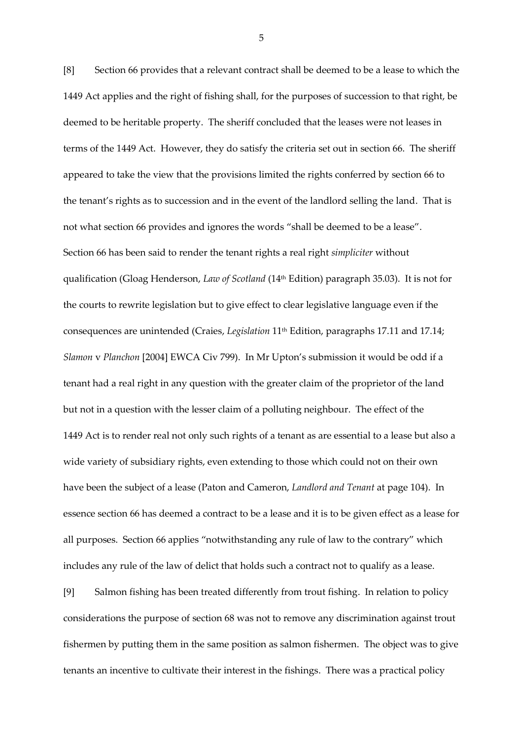[8] Section 66 provides that a relevant contract shall be deemed to be a lease to which the 1449 Act applies and the right of fishing shall, for the purposes of succession to that right, be deemed to be heritable property. The sheriff concluded that the leases were not leases in terms of the 1449 Act. However, they do satisfy the criteria set out in section 66. The sheriff appeared to take the view that the provisions limited the rights conferred by section 66 to the tenant's rights as to succession and in the event of the landlord selling the land. That is not what section 66 provides and ignores the words "shall be deemed to be a lease". Section 66 has been said to render the tenant rights a real right *simpliciter* without qualification (Gloag Henderson, *Law of Scotland* (14th Edition) paragraph 35.03). It is not for the courts to rewrite legislation but to give effect to clear legislative language even if the consequences are unintended (Craies, *Legislation* 11th Edition, paragraphs 17.11 and 17.14; *Slamon* v *Planchon* [2004] EWCA Civ 799). In Mr Upton's submission it would be odd if a tenant had a real right in any question with the greater claim of the proprietor of the land but not in a question with the lesser claim of a polluting neighbour. The effect of the 1449 Act is to render real not only such rights of a tenant as are essential to a lease but also a wide variety of subsidiary rights, even extending to those which could not on their own have been the subject of a lease (Paton and Cameron, *Landlord and Tenant* at page 104). In essence section 66 has deemed a contract to be a lease and it is to be given effect as a lease for all purposes. Section 66 applies "notwithstanding any rule of law to the contrary" which includes any rule of the law of delict that holds such a contract not to qualify as a lease.

[9] Salmon fishing has been treated differently from trout fishing. In relation to policy considerations the purpose of section 68 was not to remove any discrimination against trout fishermen by putting them in the same position as salmon fishermen. The object was to give tenants an incentive to cultivate their interest in the fishings. There was a practical policy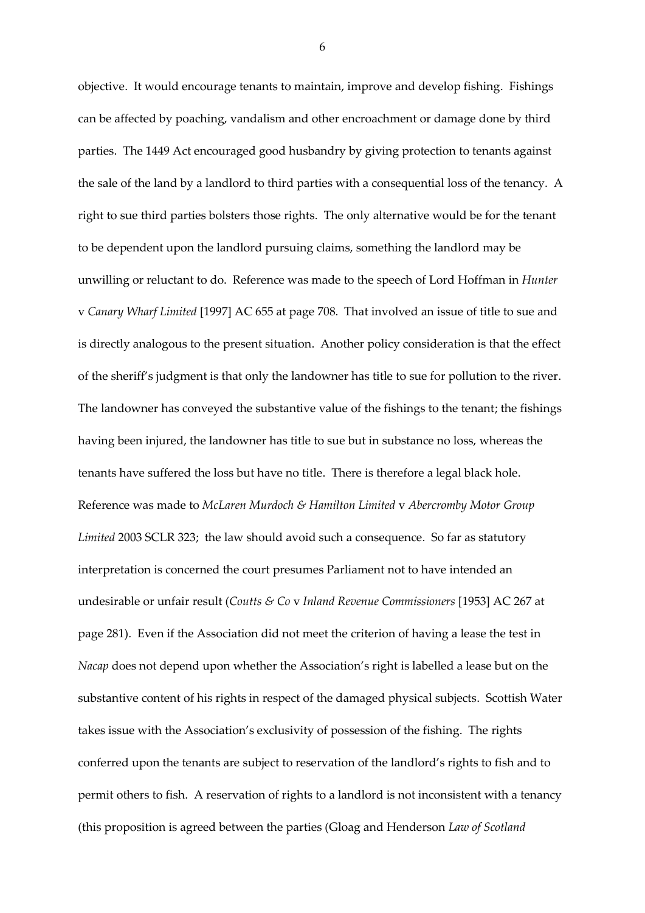objective. It would encourage tenants to maintain, improve and develop fishing. Fishings can be affected by poaching, vandalism and other encroachment or damage done by third parties. The 1449 Act encouraged good husbandry by giving protection to tenants against the sale of the land by a landlord to third parties with a consequential loss of the tenancy. A right to sue third parties bolsters those rights. The only alternative would be for the tenant to be dependent upon the landlord pursuing claims, something the landlord may be unwilling or reluctant to do. Reference was made to the speech of Lord Hoffman in *Hunter* v *Canary Wharf Limited* [1997] AC 655 at page 708. That involved an issue of title to sue and is directly analogous to the present situation. Another policy consideration is that the effect of the sheriff's judgment is that only the landowner has title to sue for pollution to the river. The landowner has conveyed the substantive value of the fishings to the tenant; the fishings having been injured, the landowner has title to sue but in substance no loss, whereas the tenants have suffered the loss but have no title. There is therefore a legal black hole. Reference was made to *McLaren Murdoch & Hamilton Limited* v *Abercromby Motor Group Limited* 2003 SCLR 323; the law should avoid such a consequence. So far as statutory interpretation is concerned the court presumes Parliament not to have intended an undesirable or unfair result (*Coutts & Co* v *Inland Revenue Commissioners* [1953] AC 267 at page 281). Even if the Association did not meet the criterion of having a lease the test in *Nacap* does not depend upon whether the Association's right is labelled a lease but on the substantive content of his rights in respect of the damaged physical subjects. Scottish Water takes issue with the Association's exclusivity of possession of the fishing. The rights conferred upon the tenants are subject to reservation of the landlord's rights to fish and to permit others to fish. A reservation of rights to a landlord is not inconsistent with a tenancy (this proposition is agreed between the parties (Gloag and Henderson *Law of Scotland*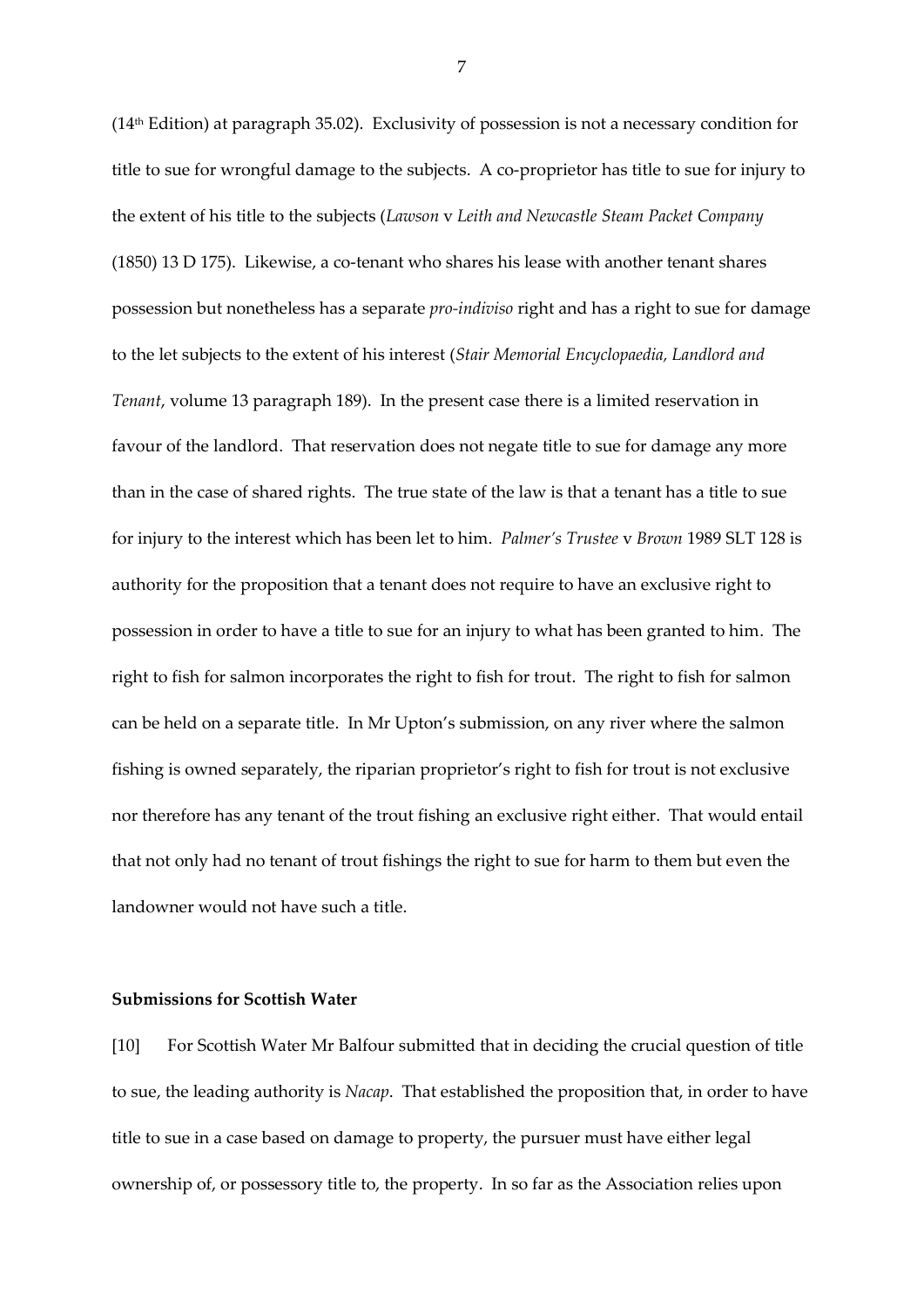(14th Edition) at paragraph 35.02). Exclusivity of possession is not a necessary condition for title to sue for wrongful damage to the subjects. A co-proprietor has title to sue for injury to the extent of his title to the subjects (*Lawson* v *Leith and Newcastle Steam Packet Company* (1850) 13 D 175). Likewise, a co-tenant who shares his lease with another tenant shares possession but nonetheless has a separate *pro-indiviso* right and has a right to sue for damage to the let subjects to the extent of his interest (*Stair Memorial Encyclopaedia, Landlord and Tenant*, volume 13 paragraph 189). In the present case there is a limited reservation in favour of the landlord. That reservation does not negate title to sue for damage any more than in the case of shared rights. The true state of the law is that a tenant has a title to sue for injury to the interest which has been let to him. *Palmer's Trustee* v *Brown* 1989 SLT 128 is authority for the proposition that a tenant does not require to have an exclusive right to possession in order to have a title to sue for an injury to what has been granted to him. The right to fish for salmon incorporates the right to fish for trout. The right to fish for salmon can be held on a separate title. In Mr Upton's submission, on any river where the salmon fishing is owned separately, the riparian proprietor's right to fish for trout is not exclusive nor therefore has any tenant of the trout fishing an exclusive right either. That would entail that not only had no tenant of trout fishings the right to sue for harm to them but even the landowner would not have such a title.

**Submissions for Scottish Water**

[10] For Scottish Water Mr Balfour submitted that in deciding the crucial question of title to sue, the leading authority is *Nacap*. That established the proposition that, in order to have title to sue in a case based on damage to property, the pursuer must have either legal ownership of, or possessory title to, the property. In so far as the Association relies upon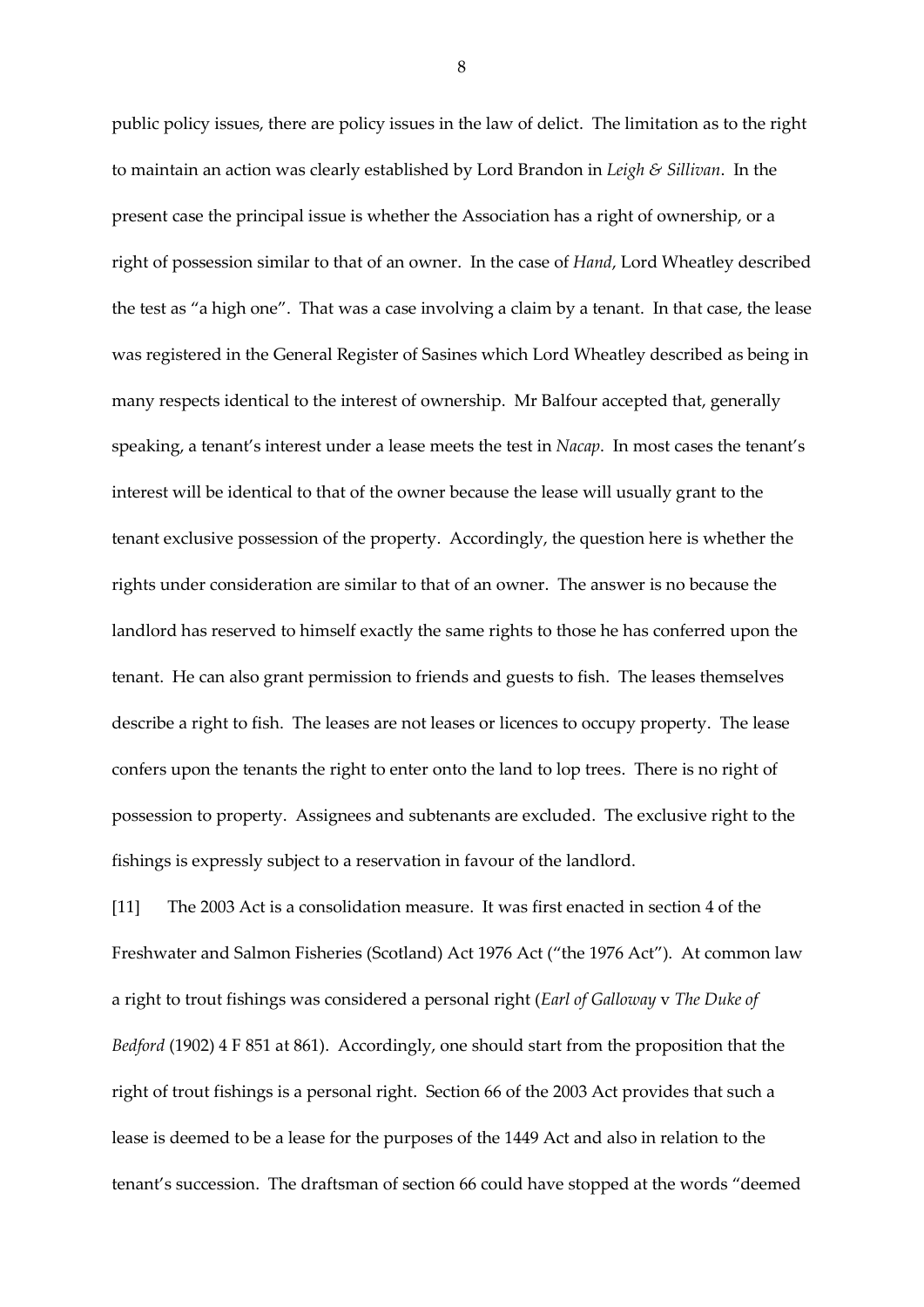public policy issues, there are policy issues in the law of delict. The limitation as to the right to maintain an action was clearly established by Lord Brandon in *Leigh & Sillivan*. In the present case the principal issue is whether the Association has a right of ownership, or a right of possession similar to that of an owner. In the case of *Hand*, Lord Wheatley described the test as "a high one". That was a case involving a claim by a tenant. In that case, the lease was registered in the General Register of Sasines which Lord Wheatley described as being in many respects identical to the interest of ownership. Mr Balfour accepted that, generally speaking, a tenant's interest under a lease meets the test in *Nacap*. In most cases the tenant's interest will be identical to that of the owner because the lease will usually grant to the tenant exclusive possession of the property. Accordingly, the question here is whether the rights under consideration are similar to that of an owner. The answer is no because the landlord has reserved to himself exactly the same rights to those he has conferred upon the tenant. He can also grant permission to friends and guests to fish. The leases themselves describe a right to fish. The leases are not leases or licences to occupy property. The lease confers upon the tenants the right to enter onto the land to lop trees. There is no right of possession to property. Assignees and subtenants are excluded. The exclusive right to the fishings is expressly subject to a reservation in favour of the landlord.

[11] The 2003 Act is a consolidation measure. It was first enacted in section 4 of the Freshwater and Salmon Fisheries (Scotland) Act 1976 Act ("the 1976 Act"). At common law a right to trout fishings was considered a personal right (*Earl of Galloway* v *The Duke of Bedford* (1902) 4 F 851 at 861). Accordingly, one should start from the proposition that the right of trout fishings is a personal right. Section 66 of the 2003 Act provides that such a lease is deemed to be a lease for the purposes of the 1449 Act and also in relation to the tenant's succession. The draftsman of section 66 could have stopped at the words "deemed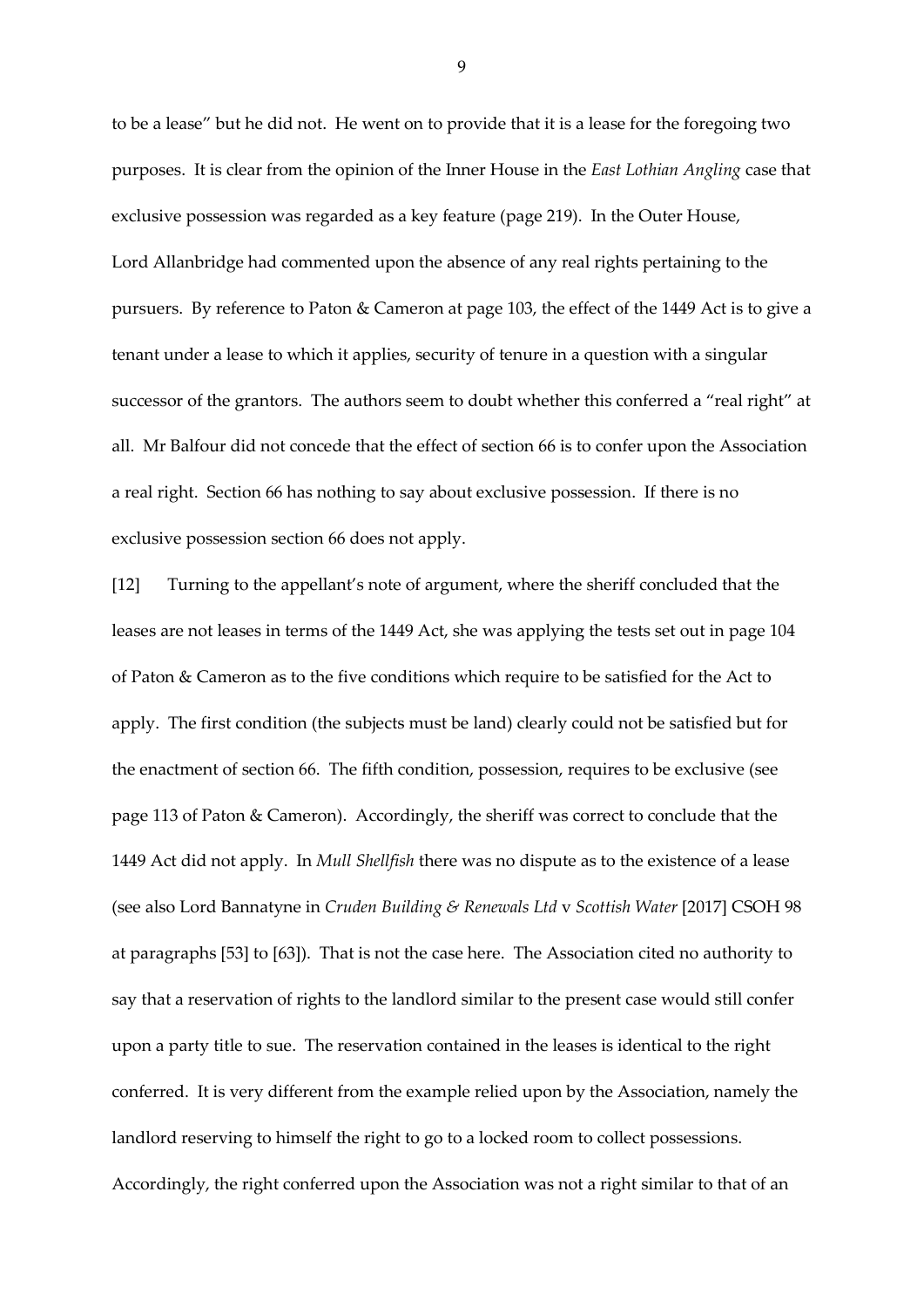to be a lease" but he did not. He went on to provide that it is a lease for the foregoing two purposes. It is clear from the opinion of the Inner House in the *East Lothian Angling* case that exclusive possession was regarded as a key feature (page 219). In the Outer House, Lord Allanbridge had commented upon the absence of any real rights pertaining to the pursuers. By reference to Paton & Cameron at page 103, the effect of the 1449 Act is to give a tenant under a lease to which it applies, security of tenure in a question with a singular successor of the grantors. The authors seem to doubt whether this conferred a "real right" at all. Mr Balfour did not concede that the effect of section 66 is to confer upon the Association a real right. Section 66 has nothing to say about exclusive possession. If there is no exclusive possession section 66 does not apply.

[12] Turning to the appellant's note of argument, where the sheriff concluded that the leases are not leases in terms of the 1449 Act, she was applying the tests set out in page 104 of Paton & Cameron as to the five conditions which require to be satisfied for the Act to apply. The first condition (the subjects must be land) clearly could not be satisfied but for the enactment of section 66. The fifth condition, possession, requires to be exclusive (see page 113 of Paton & Cameron). Accordingly, the sheriff was correct to conclude that the 1449 Act did not apply. In *Mull Shellfish* there was no dispute as to the existence of a lease (see also Lord Bannatyne in *Cruden Building & Renewals Ltd* v *Scottish Water* [2017] CSOH 98 at paragraphs [53] to [63]). That is not the case here. The Association cited no authority to say that a reservation of rights to the landlord similar to the present case would still confer upon a party title to sue. The reservation contained in the leases is identical to the right conferred. It is very different from the example relied upon by the Association, namely the landlord reserving to himself the right to go to a locked room to collect possessions. Accordingly, the right conferred upon the Association was not a right similar to that of an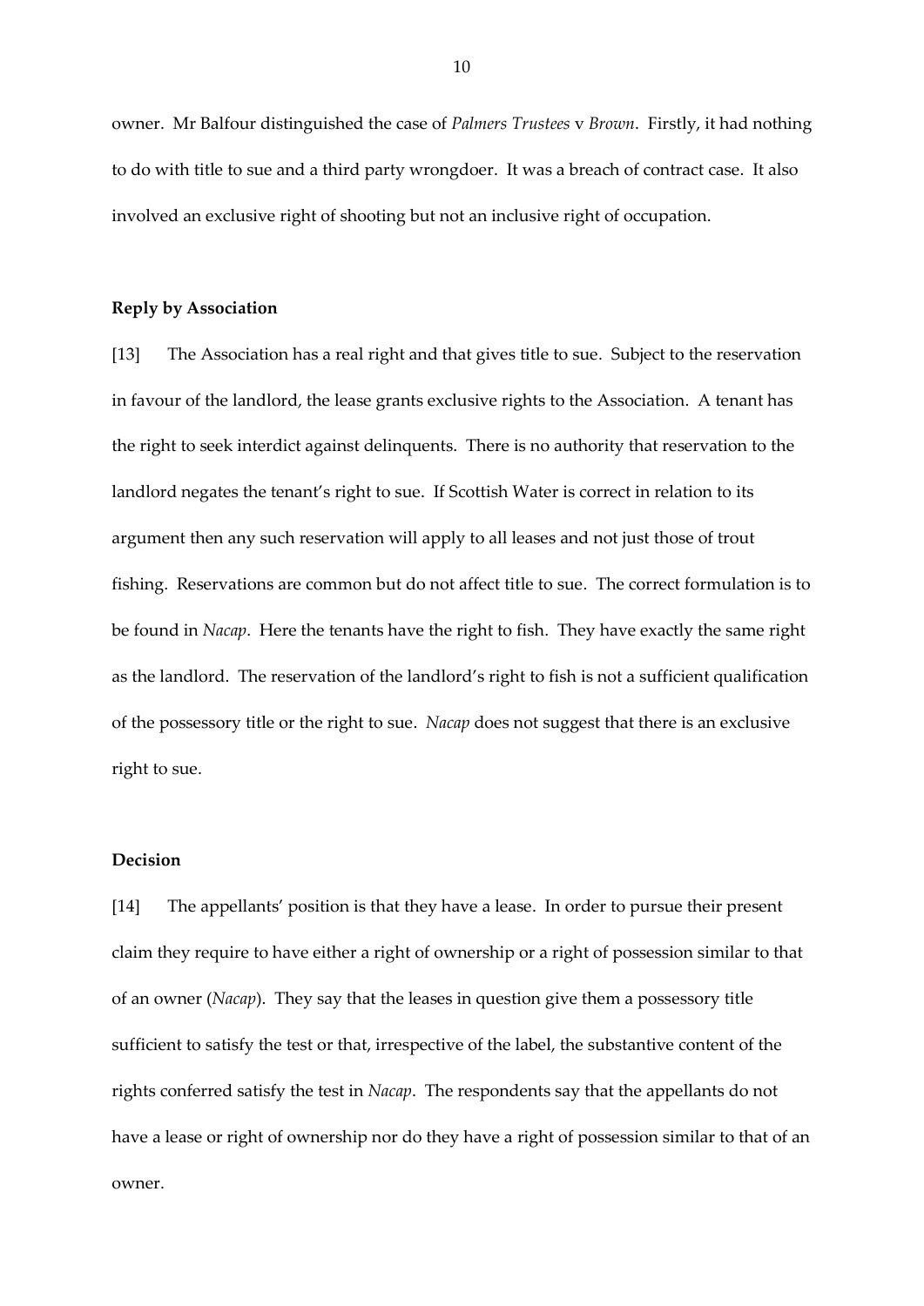owner. Mr Balfour distinguished the case of *Palmers Trustees* v *Brown*. Firstly, it had nothing to do with title to sue and a third party wrongdoer. It was a breach of contract case. It also involved an exclusive right of shooting but not an inclusive right of occupation.

**Reply by Association**

[13] The Association has a real right and that gives title to sue. Subject to the reservation in favour of the landlord, the lease grants exclusive rights to the Association. A tenant has the right to seek interdict against delinquents. There is no authority that reservation to the landlord negates the tenant's right to sue. If Scottish Water is correct in relation to its argument then any such reservation will apply to all leases and not just those of trout fishing. Reservations are common but do not affect title to sue. The correct formulation is to be found in *Nacap*. Here the tenants have the right to fish. They have exactly the same right as the landlord. The reservation of the landlord's right to fish is not a sufficient qualification of the possessory title or the right to sue. *Nacap* does not suggest that there is an exclusive right to sue.

**Decision**

[14] The appellants' position is that they have a lease. In order to pursue their present claim they require to have either a right of ownership or a right of possession similar to that of an owner (*Nacap*). They say that the leases in question give them a possessory title sufficient to satisfy the test or that, irrespective of the label, the substantive content of the rights conferred satisfy the test in *Nacap*. The respondents say that the appellants do not have a lease or right of ownership nor do they have a right of possession similar to that of an owner.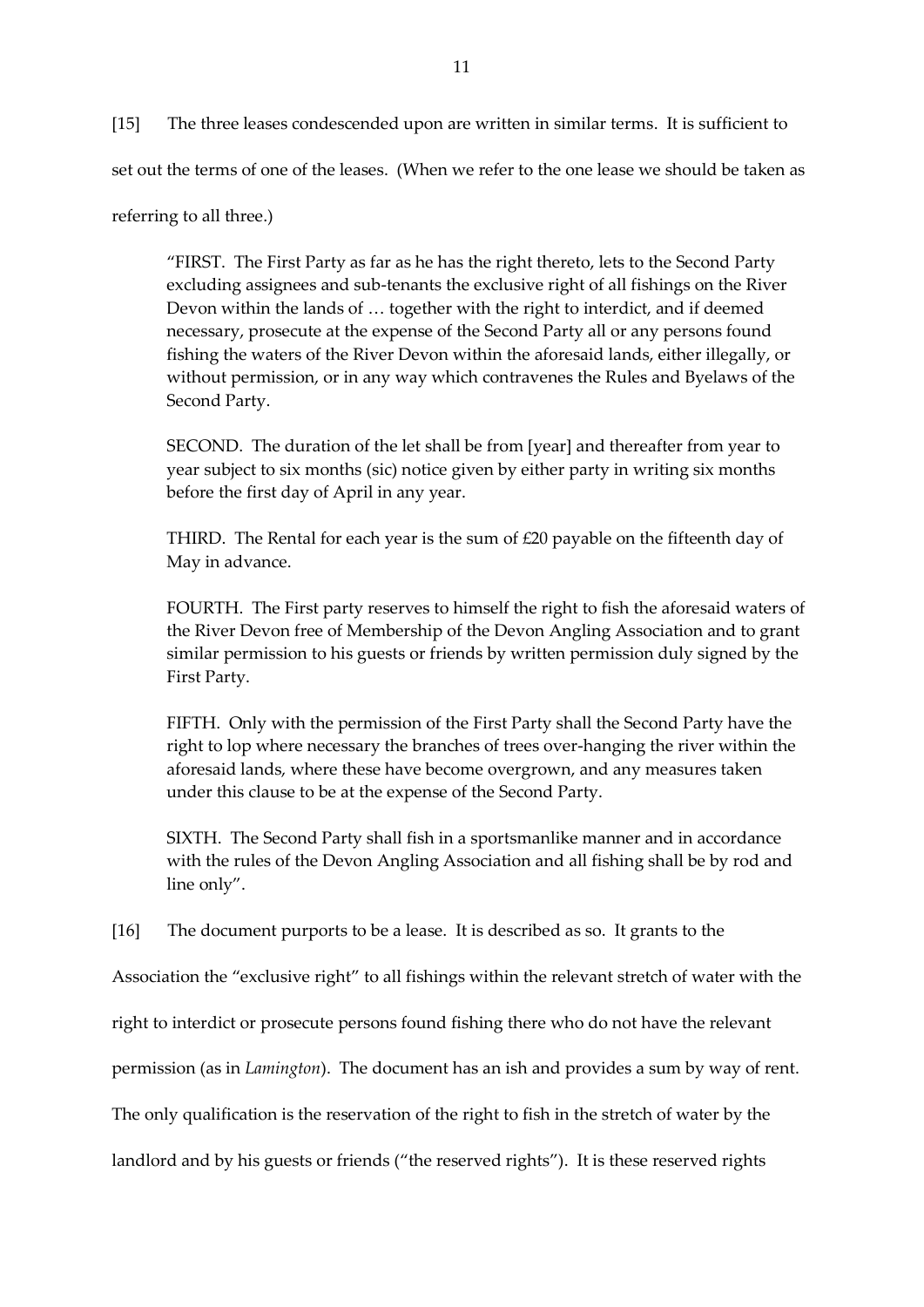[15] The three leases condescended upon are written in similar terms. It is sufficient to set out the terms of one of the leases. (When we refer to the one lease we should be taken as referring to all three.)

> "FIRST. The First Party as far as he has the right thereto, lets to the Second Party excluding assignees and sub-tenants the exclusive right of all fishings on the River Devon within the lands of … together with the right to interdict, and if deemed necessary, prosecute at the expense of the Second Party all or any persons found fishing the waters of the River Devon within the aforesaid lands, either illegally, or without permission, or in any way which contravenes the Rules and Byelaws of the Second Party.
>
> SECOND. The duration of the let shall be from [year] and thereafter from year to year subject to six months (sic) notice given by either party in writing six months before the first day of April in any year.
>
> THIRD. The Rental for each year is the sum of £20 payable on the fifteenth day of May in advance.
>
> FOURTH. The First party reserves to himself the right to fish the aforesaid waters of the River Devon free of Membership of the Devon Angling Association and to grant similar permission to his guests or friends by written permission duly signed by the First Party.
>
> FIFTH. Only with the permission of the First Party shall the Second Party have the right to lop where necessary the branches of trees over-hanging the river within the aforesaid lands, where these have become overgrown, and any measures taken under this clause to be at the expense of the Second Party.
>
> SIXTH. The Second Party shall fish in a sportsmanlike manner and in accordance with the rules of the Devon Angling Association and all fishing shall be by rod and line only".

[16] The document purports to be a lease. It is described as so. It grants to the Association the "exclusive right" to all fishings within the relevant stretch of water with the right to interdict or prosecute persons found fishing there who do not have the relevant permission (as in *Lamington*). The document has an ish and provides a sum by way of rent. The only qualification is the reservation of the right to fish in the stretch of water by the landlord and by his guests or friends ("the reserved rights"). It is these reserved rights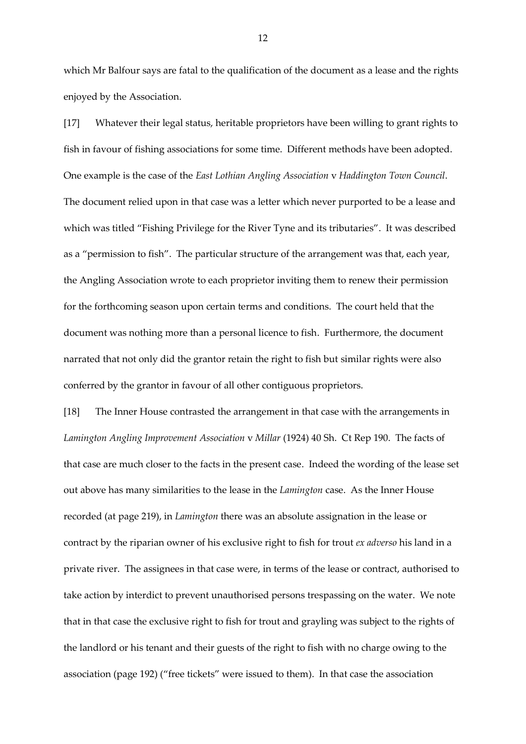which Mr Balfour says are fatal to the qualification of the document as a lease and the rights enjoyed by the Association.

[17] Whatever their legal status, heritable proprietors have been willing to grant rights to fish in favour of fishing associations for some time. Different methods have been adopted. One example is the case of the *East Lothian Angling Association* v *Haddington Town Council*. The document relied upon in that case was a letter which never purported to be a lease and which was titled "Fishing Privilege for the River Tyne and its tributaries". It was described as a "permission to fish". The particular structure of the arrangement was that, each year, the Angling Association wrote to each proprietor inviting them to renew their permission for the forthcoming season upon certain terms and conditions. The court held that the document was nothing more than a personal licence to fish. Furthermore, the document narrated that not only did the grantor retain the right to fish but similar rights were also conferred by the grantor in favour of all other contiguous proprietors.

[18] The Inner House contrasted the arrangement in that case with the arrangements in *Lamington Angling Improvement Association* v *Millar* (1924) 40 Sh. Ct Rep 190. The facts of that case are much closer to the facts in the present case. Indeed the wording of the lease set out above has many similarities to the lease in the *Lamington* case. As the Inner House recorded (at page 219), in *Lamington* there was an absolute assignation in the lease or contract by the riparian owner of his exclusive right to fish for trout *ex adverso* his land in a private river. The assignees in that case were, in terms of the lease or contract, authorised to take action by interdict to prevent unauthorised persons trespassing on the water. We note that in that case the exclusive right to fish for trout and grayling was subject to the rights of the landlord or his tenant and their guests of the right to fish with no charge owing to the association (page 192) ("free tickets" were issued to them). In that case the association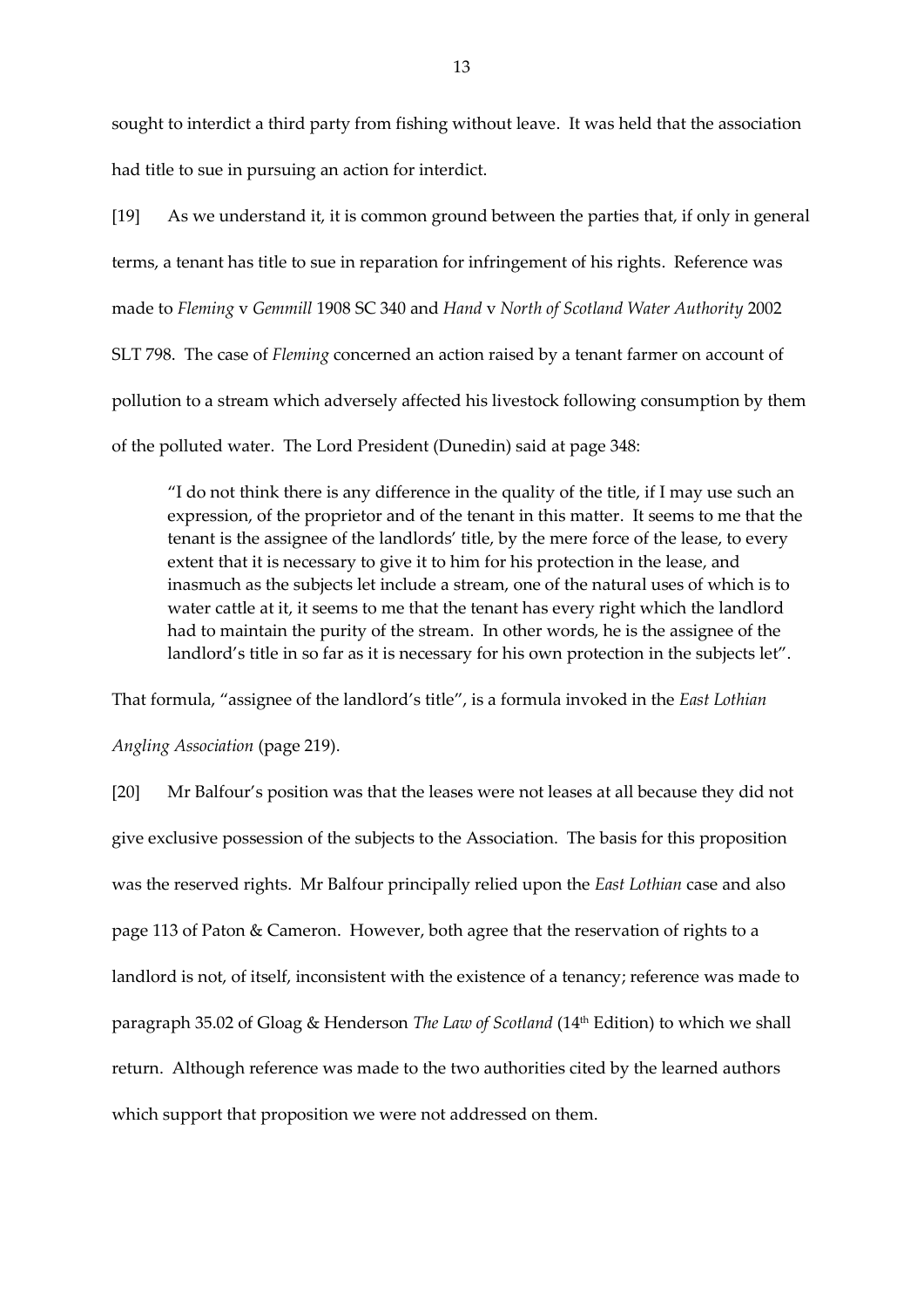sought to interdict a third party from fishing without leave. It was held that the association had title to sue in pursuing an action for interdict.

[19] As we understand it, it is common ground between the parties that, if only in general terms, a tenant has title to sue in reparation for infringement of his rights. Reference was made to *Fleming* v *Gemmill* 1908 SC 340 and *Hand* v *North of Scotland Water Authority* 2002 SLT 798. The case of *Fleming* concerned an action raised by a tenant farmer on account of pollution to a stream which adversely affected his livestock following consumption by them of the polluted water. The Lord President (Dunedin) said at page 348:

> "I do not think there is any difference in the quality of the title, if I may use such an expression, of the proprietor and of the tenant in this matter. It seems to me that the tenant is the assignee of the landlords' title, by the mere force of the lease, to every extent that it is necessary to give it to him for his protection in the lease, and inasmuch as the subjects let include a stream, one of the natural uses of which is to water cattle at it, it seems to me that the tenant has every right which the landlord had to maintain the purity of the stream. In other words, he is the assignee of the landlord's title in so far as it is necessary for his own protection in the subjects let".

That formula, "assignee of the landlord's title", is a formula invoked in the *East Lothian Angling Association* (page 219).

[20] Mr Balfour's position was that the leases were not leases at all because they did not give exclusive possession of the subjects to the Association. The basis for this proposition was the reserved rights. Mr Balfour principally relied upon the *East Lothian* case and also page 113 of Paton & Cameron. However, both agree that the reservation of rights to a landlord is not, of itself, inconsistent with the existence of a tenancy; reference was made to paragraph 35.02 of Gloag & Henderson *The Law of Scotland* (14th Edition) to which we shall return. Although reference was made to the two authorities cited by the learned authors which support that proposition we were not addressed on them.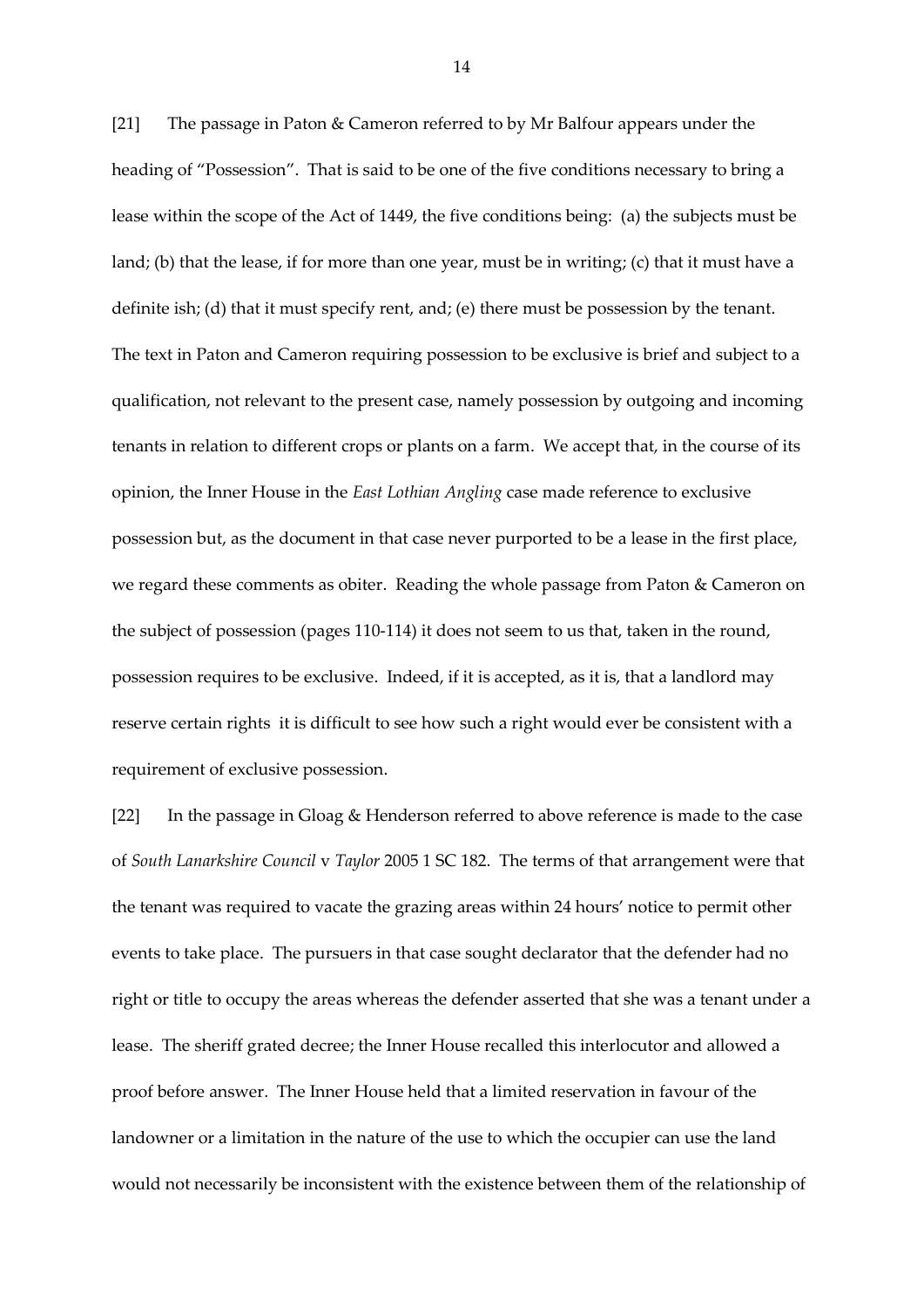[21] The passage in Paton & Cameron referred to by Mr Balfour appears under the heading of "Possession". That is said to be one of the five conditions necessary to bring a lease within the scope of the Act of 1449, the five conditions being: (a) the subjects must be land; (b) that the lease, if for more than one year, must be in writing; (c) that it must have a definite ish; (d) that it must specify rent, and; (e) there must be possession by the tenant. The text in Paton and Cameron requiring possession to be exclusive is brief and subject to a qualification, not relevant to the present case, namely possession by outgoing and incoming tenants in relation to different crops or plants on a farm. We accept that, in the course of its opinion, the Inner House in the *East Lothian Angling* case made reference to exclusive possession but, as the document in that case never purported to be a lease in the first place, we regard these comments as obiter. Reading the whole passage from Paton & Cameron on the subject of possession (pages 110-114) it does not seem to us that, taken in the round, possession requires to be exclusive. Indeed, if it is accepted, as it is, that a landlord may reserve certain rights it is difficult to see how such a right would ever be consistent with a requirement of exclusive possession.

[22] In the passage in Gloag & Henderson referred to above reference is made to the case of *South Lanarkshire Council* v *Taylor* 2005 1 SC 182. The terms of that arrangement were that the tenant was required to vacate the grazing areas within 24 hours' notice to permit other events to take place. The pursuers in that case sought declarator that the defender had no right or title to occupy the areas whereas the defender asserted that she was a tenant under a lease. The sheriff grated decree; the Inner House recalled this interlocutor and allowed a proof before answer. The Inner House held that a limited reservation in favour of the landowner or a limitation in the nature of the use to which the occupier can use the land would not necessarily be inconsistent with the existence between them of the relationship of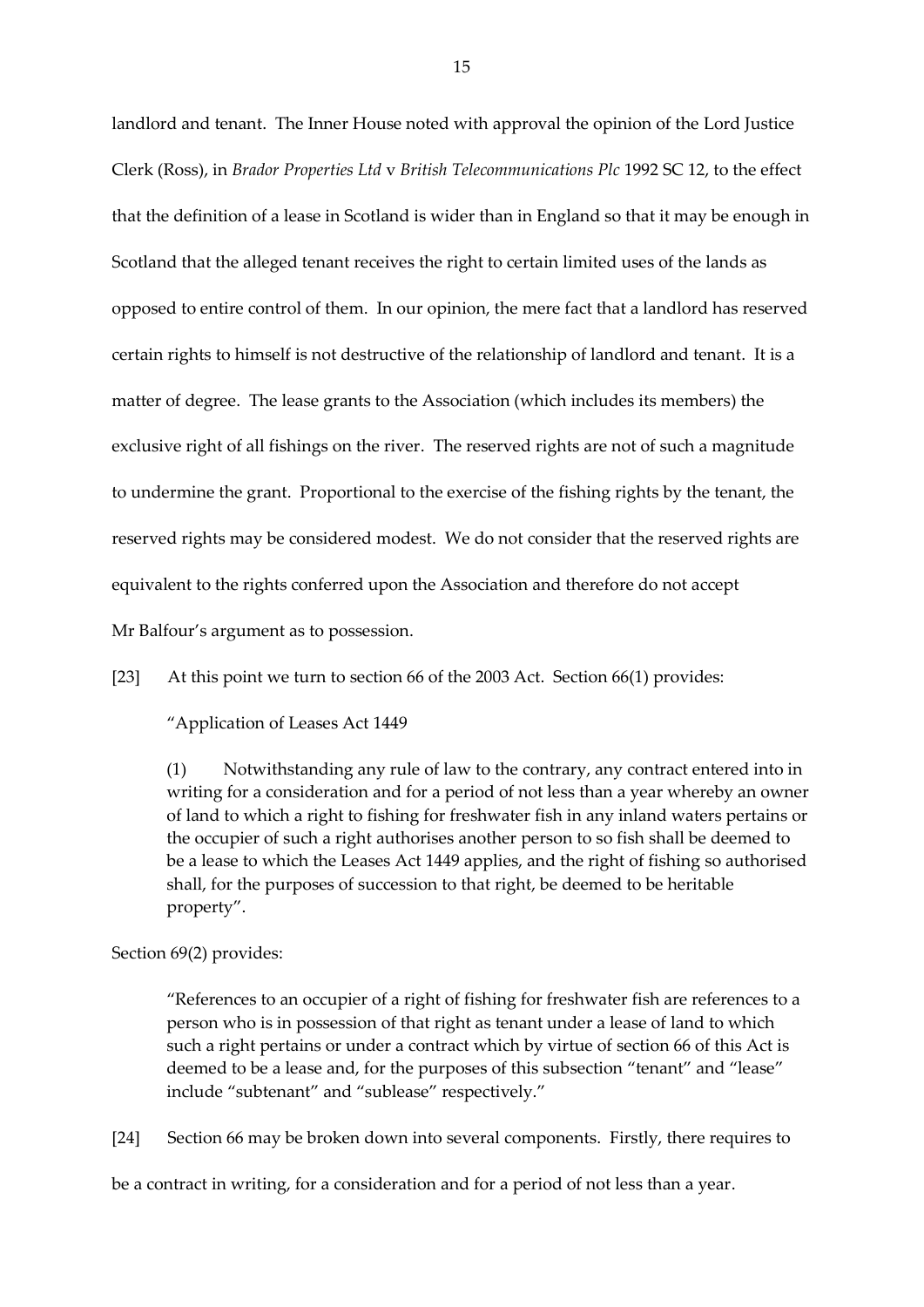landlord and tenant. The Inner House noted with approval the opinion of the Lord Justice Clerk (Ross), in *Brador Properties Ltd* v *British Telecommunications Plc* 1992 SC 12, to the effect that the definition of a lease in Scotland is wider than in England so that it may be enough in Scotland that the alleged tenant receives the right to certain limited uses of the lands as opposed to entire control of them. In our opinion, the mere fact that a landlord has reserved certain rights to himself is not destructive of the relationship of landlord and tenant. It is a matter of degree. The lease grants to the Association (which includes its members) the exclusive right of all fishings on the river. The reserved rights are not of such a magnitude to undermine the grant. Proportional to the exercise of the fishing rights by the tenant, the reserved rights may be considered modest. We do not consider that the reserved rights are equivalent to the rights conferred upon the Association and therefore do not accept Mr Balfour's argument as to possession.

[23] At this point we turn to section 66 of the 2003 Act. Section 66(1) provides:

> "Application of Leases Act 1449
>
> (1) Notwithstanding any rule of law to the contrary, any contract entered into in writing for a consideration and for a period of not less than a year whereby an owner of land to which a right to fishing for freshwater fish in any inland waters pertains or the occupier of such a right authorises another person to so fish shall be deemed to be a lease to which the Leases Act 1449 applies, and the right of fishing so authorised shall, for the purposes of succession to that right, be deemed to be heritable property".

Section 69(2) provides:

> "References to an occupier of a right of fishing for freshwater fish are references to a person who is in possession of that right as tenant under a lease of land to which such a right pertains or under a contract which by virtue of section 66 of this Act is deemed to be a lease and, for the purposes of this subsection "tenant" and "lease" include "subtenant" and "sublease" respectively."

[24] Section 66 may be broken down into several components. Firstly, there requires to be a contract in writing, for a consideration and for a period of not less than a year.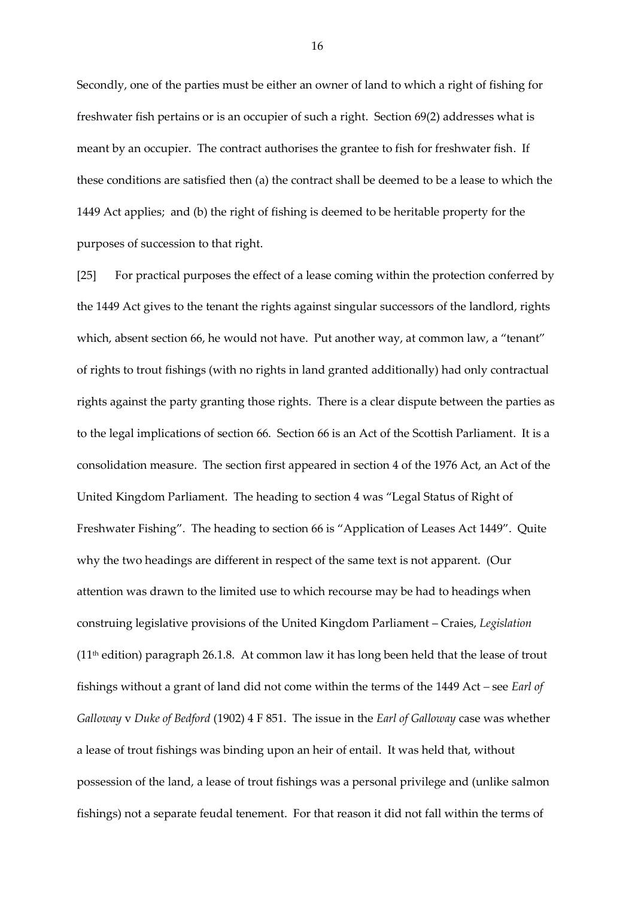Secondly, one of the parties must be either an owner of land to which a right of fishing for freshwater fish pertains or is an occupier of such a right. Section 69(2) addresses what is meant by an occupier. The contract authorises the grantee to fish for freshwater fish. If these conditions are satisfied then (a) the contract shall be deemed to be a lease to which the 1449 Act applies; and (b) the right of fishing is deemed to be heritable property for the purposes of succession to that right.

[25] For practical purposes the effect of a lease coming within the protection conferred by the 1449 Act gives to the tenant the rights against singular successors of the landlord, rights which, absent section 66, he would not have. Put another way, at common law, a "tenant" of rights to trout fishings (with no rights in land granted additionally) had only contractual rights against the party granting those rights. There is a clear dispute between the parties as to the legal implications of section 66. Section 66 is an Act of the Scottish Parliament. It is a consolidation measure. The section first appeared in section 4 of the 1976 Act, an Act of the United Kingdom Parliament. The heading to section 4 was "Legal Status of Right of Freshwater Fishing". The heading to section 66 is "Application of Leases Act 1449". Quite why the two headings are different in respect of the same text is not apparent. (Our attention was drawn to the limited use to which recourse may be had to headings when construing legislative provisions of the United Kingdom Parliament – Craies, *Legislation* (11th edition) paragraph 26.1.8. At common law it has long been held that the lease of trout fishings without a grant of land did not come within the terms of the 1449 Act – see *Earl of Galloway* v *Duke of Bedford* (1902) 4 F 851. The issue in the *Earl of Galloway* case was whether a lease of trout fishings was binding upon an heir of entail. It was held that, without possession of the land, a lease of trout fishings was a personal privilege and (unlike salmon fishings) not a separate feudal tenement. For that reason it did not fall within the terms of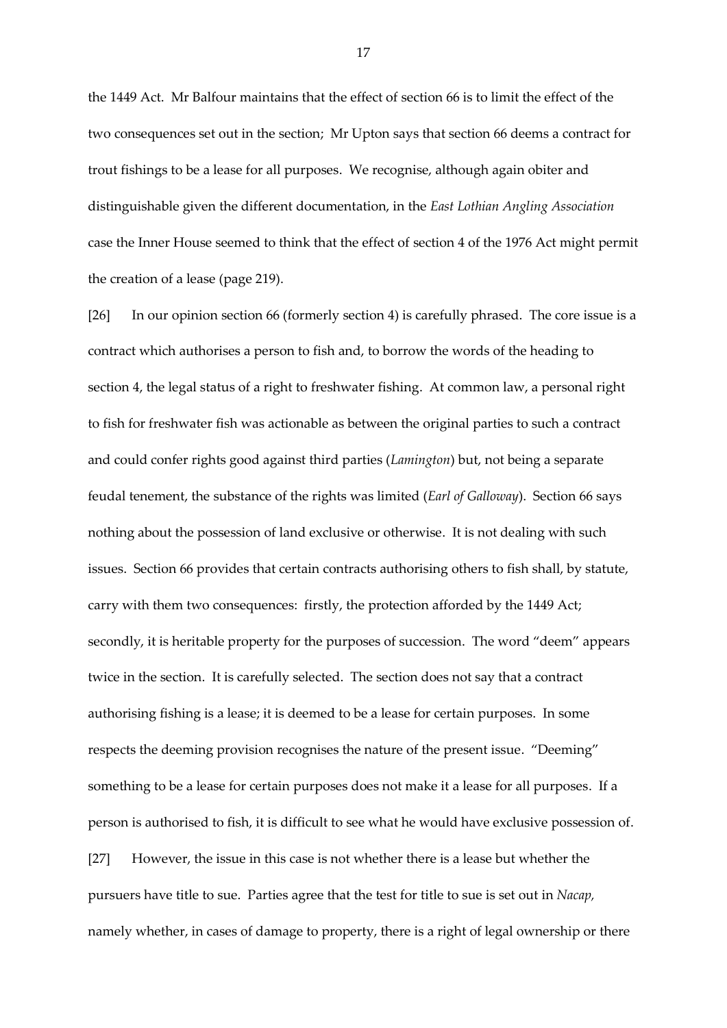the 1449 Act. Mr Balfour maintains that the effect of section 66 is to limit the effect of the two consequences set out in the section; Mr Upton says that section 66 deems a contract for trout fishings to be a lease for all purposes. We recognise, although again obiter and distinguishable given the different documentation, in the *East Lothian Angling Association* case the Inner House seemed to think that the effect of section 4 of the 1976 Act might permit the creation of a lease (page 219).

[26] In our opinion section 66 (formerly section 4) is carefully phrased. The core issue is a contract which authorises a person to fish and, to borrow the words of the heading to section 4, the legal status of a right to freshwater fishing. At common law, a personal right to fish for freshwater fish was actionable as between the original parties to such a contract and could confer rights good against third parties (*Lamington*) but, not being a separate feudal tenement, the substance of the rights was limited (*Earl of Galloway*). Section 66 says nothing about the possession of land exclusive or otherwise. It is not dealing with such issues. Section 66 provides that certain contracts authorising others to fish shall, by statute, carry with them two consequences: firstly, the protection afforded by the 1449 Act; secondly, it is heritable property for the purposes of succession. The word "deem" appears twice in the section. It is carefully selected. The section does not say that a contract authorising fishing is a lease; it is deemed to be a lease for certain purposes. In some respects the deeming provision recognises the nature of the present issue. "Deeming" something to be a lease for certain purposes does not make it a lease for all purposes. If a person is authorised to fish, it is difficult to see what he would have exclusive possession of.

[27] However, the issue in this case is not whether there is a lease but whether the pursuers have title to sue. Parties agree that the test for title to sue is set out in *Nacap*, namely whether, in cases of damage to property, there is a right of legal ownership or there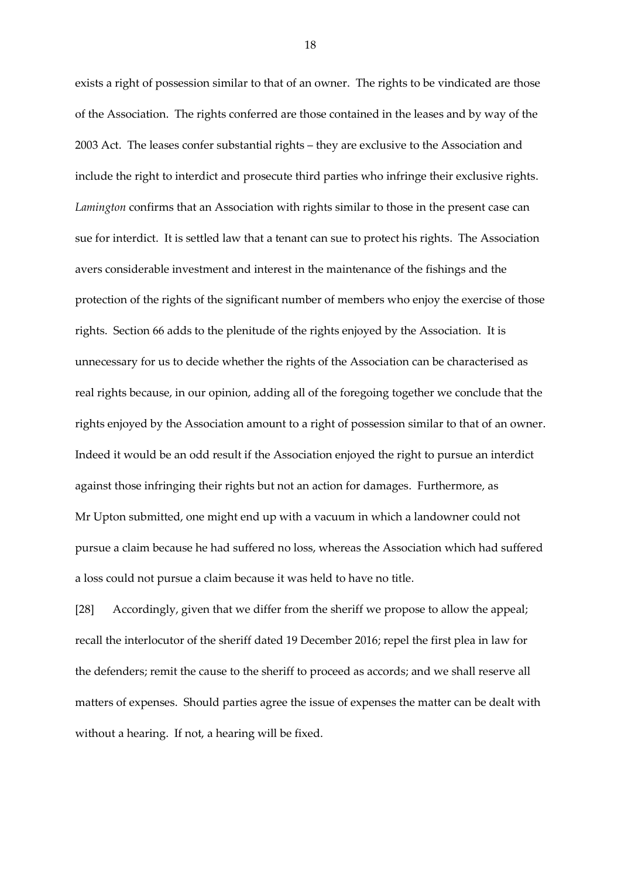exists a right of possession similar to that of an owner. The rights to be vindicated are those of the Association. The rights conferred are those contained in the leases and by way of the 2003 Act. The leases confer substantial rights – they are exclusive to the Association and include the right to interdict and prosecute third parties who infringe their exclusive rights. *Lamington* confirms that an Association with rights similar to those in the present case can sue for interdict. It is settled law that a tenant can sue to protect his rights. The Association avers considerable investment and interest in the maintenance of the fishings and the protection of the rights of the significant number of members who enjoy the exercise of those rights. Section 66 adds to the plenitude of the rights enjoyed by the Association. It is unnecessary for us to decide whether the rights of the Association can be characterised as real rights because, in our opinion, adding all of the foregoing together we conclude that the rights enjoyed by the Association amount to a right of possession similar to that of an owner. Indeed it would be an odd result if the Association enjoyed the right to pursue an interdict against those infringing their rights but not an action for damages. Furthermore, as Mr Upton submitted, one might end up with a vacuum in which a landowner could not pursue a claim because he had suffered no loss, whereas the Association which had suffered a loss could not pursue a claim because it was held to have no title.

[28] Accordingly, given that we differ from the sheriff we propose to allow the appeal; recall the interlocutor of the sheriff dated 19 December 2016; repel the first plea in law for the defenders; remit the cause to the sheriff to proceed as accords; and we shall reserve all matters of expenses. Should parties agree the issue of expenses the matter can be dealt with without a hearing. If not, a hearing will be fixed.